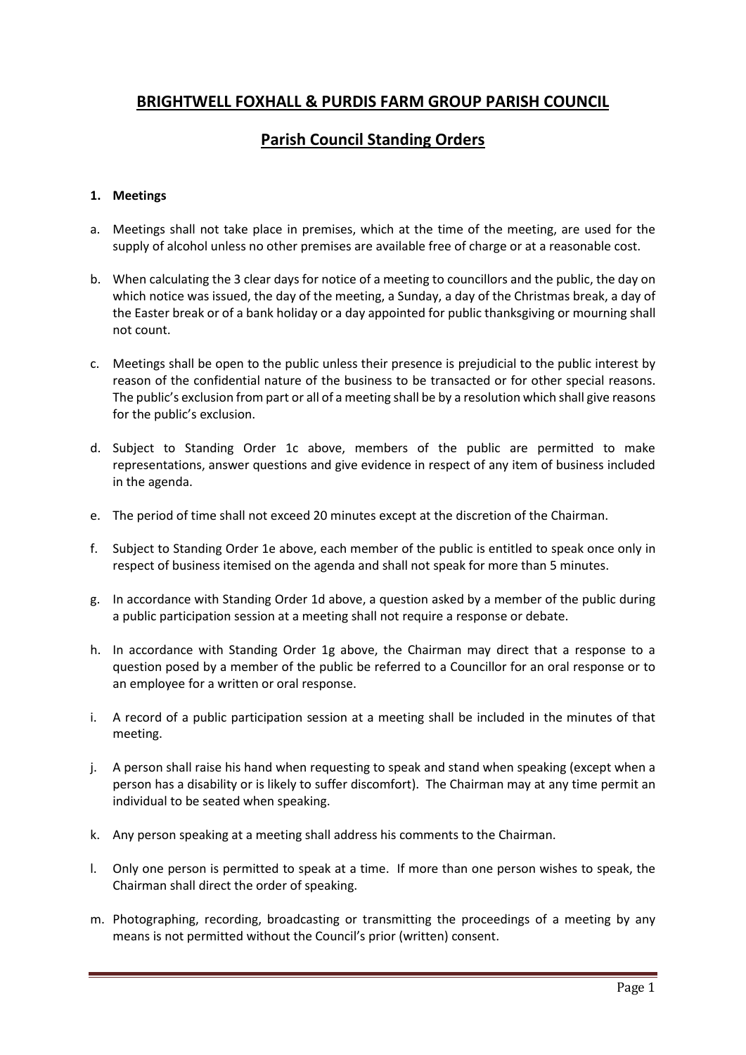# BRIGHTWELL FOXHALL & PURDIS FARM GROUP PARISH COUNCIL

## Parish Council Standing Orders

### 1. Meetings

a. Meetings shall not take place in premises, which at the time of the meeting, are used for the supply of alcohol unless no other premises are available free of charge or at a reasonable cost.

b. When calculating the 3 clear days for notice of a meeting to councillors and the public, the day on which notice was issued, the day of the meeting, a Sunday, a day of the Christmas break, a day of the Easter break or of a bank holiday or a day appointed for public thanksgiving or mourning shall not count.

c. Meetings shall be open to the public unless their presence is prejudicial to the public interest by reason of the confidential nature of the business to be transacted or for other special reasons. The public's exclusion from part or all of a meeting shall be by a resolution which shall give reasons for the public's exclusion.

d. Subject to Standing Order 1c above, members of the public are permitted to make representations, answer questions and give evidence in respect of any item of business included in the agenda.

e. The period of time shall not exceed 20 minutes except at the discretion of the Chairman.

f. Subject to Standing Order 1e above, each member of the public is entitled to speak once only in respect of business itemised on the agenda and shall not speak for more than 5 minutes.

g. In accordance with Standing Order 1d above, a question asked by a member of the public during a public participation session at a meeting shall not require a response or debate.

h. In accordance with Standing Order 1g above, the Chairman may direct that a response to a question posed by a member of the public be referred to a Councillor for an oral response or to an employee for a written or oral response.

i. A record of a public participation session at a meeting shall be included in the minutes of that meeting.

j. A person shall raise his hand when requesting to speak and stand when speaking (except when a person has a disability or is likely to suffer discomfort). The Chairman may at any time permit an individual to be seated when speaking.

k. Any person speaking at a meeting shall address his comments to the Chairman.

l. Only one person is permitted to speak at a time. If more than one person wishes to speak, the Chairman shall direct the order of speaking.

m. Photographing, recording, broadcasting or transmitting the proceedings of a meeting by any means is not permitted without the Council's prior (written) consent.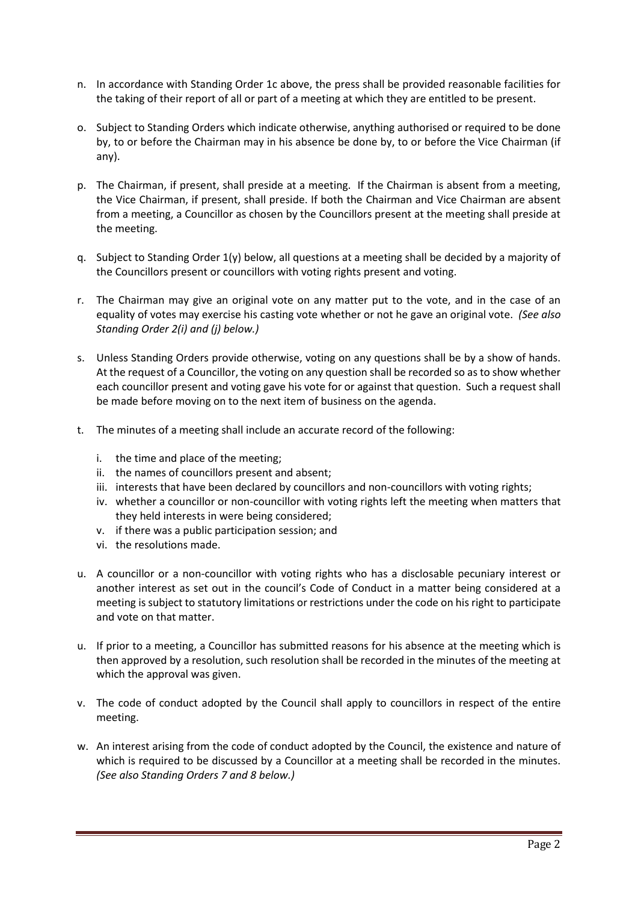n. In accordance with Standing Order 1c above, the press shall be provided reasonable facilities for the taking of their report of all or part of a meeting at which they are entitled to be present.

o. Subject to Standing Orders which indicate otherwise, anything authorised or required to be done by, to or before the Chairman may in his absence be done by, to or before the Vice Chairman (if any).

p. The Chairman, if present, shall preside at a meeting. If the Chairman is absent from a meeting, the Vice Chairman, if present, shall preside. If both the Chairman and Vice Chairman are absent from a meeting, a Councillor as chosen by the Councillors present at the meeting shall preside at the meeting.

q. Subject to Standing Order 1(y) below, all questions at a meeting shall be decided by a majority of the Councillors present or councillors with voting rights present and voting.

r. The Chairman may give an original vote on any matter put to the vote, and in the case of an equality of votes may exercise his casting vote whether or not he gave an original vote. *(See also Standing Order 2(i) and (j) below.)*

s. Unless Standing Orders provide otherwise, voting on any questions shall be by a show of hands. At the request of a Councillor, the voting on any question shall be recorded so as to show whether each councillor present and voting gave his vote for or against that question. Such a request shall be made before moving on to the next item of business on the agenda.

t. The minutes of a meeting shall include an accurate record of the following:

   i. the time and place of the meeting;
   ii. the names of councillors present and absent;
   iii. interests that have been declared by councillors and non-councillors with voting rights;
   iv. whether a councillor or non-councillor with voting rights left the meeting when matters that they held interests in were being considered;
   v. if there was a public participation session; and
   vi. the resolutions made.

u. A councillor or a non-councillor with voting rights who has a disclosable pecuniary interest or another interest as set out in the council's Code of Conduct in a matter being considered at a meeting is subject to statutory limitations or restrictions under the code on his right to participate and vote on that matter.

u. If prior to a meeting, a Councillor has submitted reasons for his absence at the meeting which is then approved by a resolution, such resolution shall be recorded in the minutes of the meeting at which the approval was given.

v. The code of conduct adopted by the Council shall apply to councillors in respect of the entire meeting.

w. An interest arising from the code of conduct adopted by the Council, the existence and nature of which is required to be discussed by a Councillor at a meeting shall be recorded in the minutes. *(See also Standing Orders 7 and 8 below.)*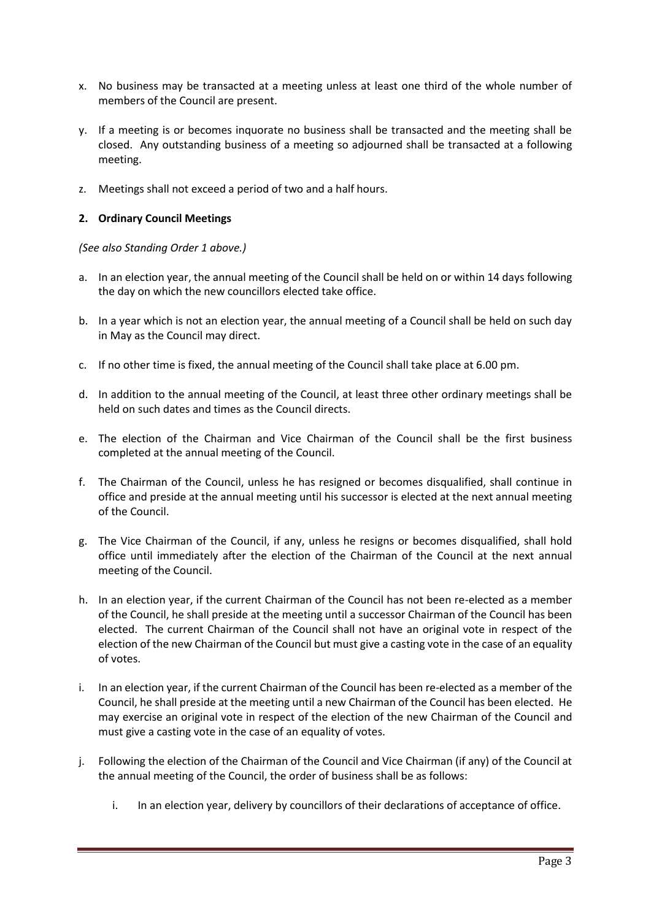x. No business may be transacted at a meeting unless at least one third of the whole number of members of the Council are present.

y. If a meeting is or becomes inquorate no business shall be transacted and the meeting shall be closed. Any outstanding business of a meeting so adjourned shall be transacted at a following meeting.

z. Meetings shall not exceed a period of two and a half hours.

**2. Ordinary Council Meetings**

*(See also Standing Order 1 above.)*

a. In an election year, the annual meeting of the Council shall be held on or within 14 days following the day on which the new councillors elected take office.

b. In a year which is not an election year, the annual meeting of a Council shall be held on such day in May as the Council may direct.

c. If no other time is fixed, the annual meeting of the Council shall take place at 6.00 pm.

d. In addition to the annual meeting of the Council, at least three other ordinary meetings shall be held on such dates and times as the Council directs.

e. The election of the Chairman and Vice Chairman of the Council shall be the first business completed at the annual meeting of the Council.

f. The Chairman of the Council, unless he has resigned or becomes disqualified, shall continue in office and preside at the annual meeting until his successor is elected at the next annual meeting of the Council.

g. The Vice Chairman of the Council, if any, unless he resigns or becomes disqualified, shall hold office until immediately after the election of the Chairman of the Council at the next annual meeting of the Council.

h. In an election year, if the current Chairman of the Council has not been re-elected as a member of the Council, he shall preside at the meeting until a successor Chairman of the Council has been elected. The current Chairman of the Council shall not have an original vote in respect of the election of the new Chairman of the Council but must give a casting vote in the case of an equality of votes.

i. In an election year, if the current Chairman of the Council has been re-elected as a member of the Council, he shall preside at the meeting until a new Chairman of the Council has been elected. He may exercise an original vote in respect of the election of the new Chairman of the Council and must give a casting vote in the case of an equality of votes.

j. Following the election of the Chairman of the Council and Vice Chairman (if any) of the Council at the annual meeting of the Council, the order of business shall be as follows:

    i. In an election year, delivery by councillors of their declarations of acceptance of office.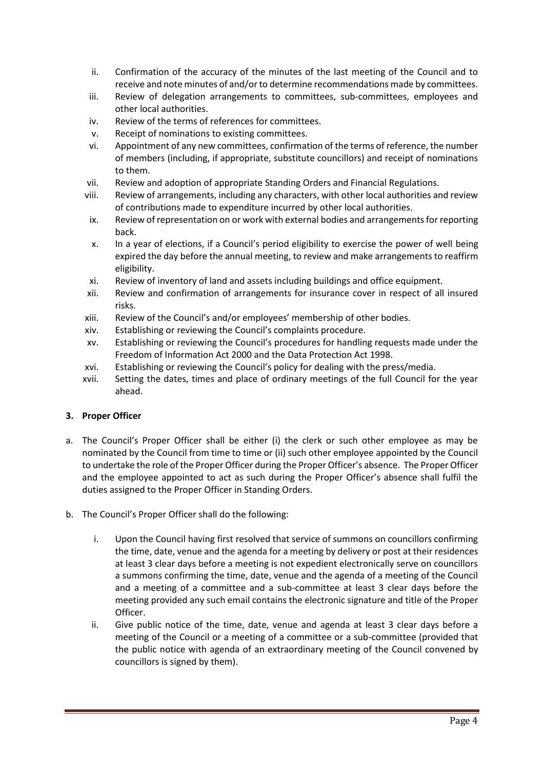ii. Confirmation of the accuracy of the minutes of the last meeting of the Council and to receive and note minutes of and/or to determine recommendations made by committees.
iii. Review of delegation arrangements to committees, sub-committees, employees and other local authorities.
iv. Review of the terms of references for committees.
v. Receipt of nominations to existing committees.
vi. Appointment of any new committees, confirmation of the terms of reference, the number of members (including, if appropriate, substitute councillors) and receipt of nominations to them.
vii. Review and adoption of appropriate Standing Orders and Financial Regulations.
viii. Review of arrangements, including any characters, with other local authorities and review of contributions made to expenditure incurred by other local authorities.
ix. Review of representation on or work with external bodies and arrangements for reporting back.
x. In a year of elections, if a Council's period eligibility to exercise the power of well being expired the day before the annual meeting, to review and make arrangements to reaffirm eligibility.
xi. Review of inventory of land and assets including buildings and office equipment.
xii. Review and confirmation of arrangements for insurance cover in respect of all insured risks.
xiii. Review of the Council's and/or employees' membership of other bodies.
xiv. Establishing or reviewing the Council's complaints procedure.
xv. Establishing or reviewing the Council's procedures for handling requests made under the Freedom of Information Act 2000 and the Data Protection Act 1998.
xvi. Establishing or reviewing the Council's policy for dealing with the press/media.
xvii. Setting the dates, times and place of ordinary meetings of the full Council for the year ahead.

### 3. Proper Officer

a. The Council's Proper Officer shall be either (i) the clerk or such other employee as may be nominated by the Council from time to time or (ii) such other employee appointed by the Council to undertake the role of the Proper Officer during the Proper Officer's absence. The Proper Officer and the employee appointed to act as such during the Proper Officer's absence shall fulfil the duties assigned to the Proper Officer in Standing Orders.

b. The Council's Proper Officer shall do the following:

   i. Upon the Council having first resolved that service of summons on councillors confirming the time, date, venue and the agenda for a meeting by delivery or post at their residences at least 3 clear days before a meeting is not expedient electronically serve on councillors a summons confirming the time, date, venue and the agenda of a meeting of the Council and a meeting of a committee and a sub-committee at least 3 clear days before the meeting provided any such email contains the electronic signature and title of the Proper Officer.
   ii. Give public notice of the time, date, venue and agenda at least 3 clear days before a meeting of the Council or a meeting of a committee or a sub-committee (provided that the public notice with agenda of an extraordinary meeting of the Council convened by councillors is signed by them).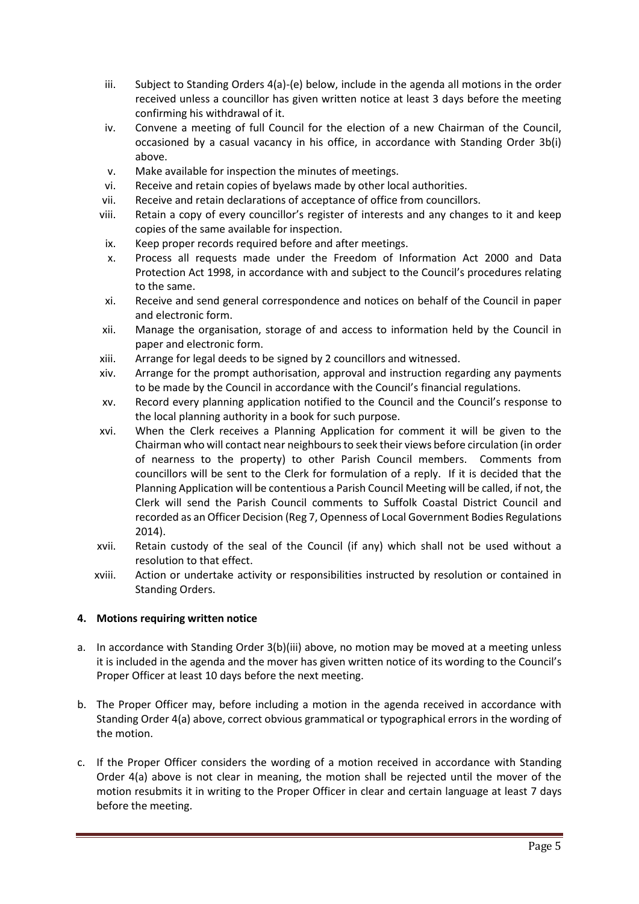iii. Subject to Standing Orders 4(a)-(e) below, include in the agenda all motions in the order received unless a councillor has given written notice at least 3 days before the meeting confirming his withdrawal of it.

iv. Convene a meeting of full Council for the election of a new Chairman of the Council, occasioned by a casual vacancy in his office, in accordance with Standing Order 3b(i) above.

v. Make available for inspection the minutes of meetings.

vi. Receive and retain copies of byelaws made by other local authorities.

vii. Receive and retain declarations of acceptance of office from councillors.

viii. Retain a copy of every councillor's register of interests and any changes to it and keep copies of the same available for inspection.

ix. Keep proper records required before and after meetings.

x. Process all requests made under the Freedom of Information Act 2000 and Data Protection Act 1998, in accordance with and subject to the Council's procedures relating to the same.

xi. Receive and send general correspondence and notices on behalf of the Council in paper and electronic form.

xii. Manage the organisation, storage of and access to information held by the Council in paper and electronic form.

xiii. Arrange for legal deeds to be signed by 2 councillors and witnessed.

xiv. Arrange for the prompt authorisation, approval and instruction regarding any payments to be made by the Council in accordance with the Council's financial regulations.

xv. Record every planning application notified to the Council and the Council's response to the local planning authority in a book for such purpose.

xvi. When the Clerk receives a Planning Application for comment it will be given to the Chairman who will contact near neighbours to seek their views before circulation (in order of nearness to the property) to other Parish Council members. Comments from councillors will be sent to the Clerk for formulation of a reply. If it is decided that the Planning Application will be contentious a Parish Council Meeting will be called, if not, the Clerk will send the Parish Council comments to Suffolk Coastal District Council and recorded as an Officer Decision (Reg 7, Openness of Local Government Bodies Regulations 2014).

xvii. Retain custody of the seal of the Council (if any) which shall not be used without a resolution to that effect.

xviii. Action or undertake activity or responsibilities instructed by resolution or contained in Standing Orders.

## 4. Motions requiring written notice

a. In accordance with Standing Order 3(b)(iii) above, no motion may be moved at a meeting unless it is included in the agenda and the mover has given written notice of its wording to the Council's Proper Officer at least 10 days before the next meeting.

b. The Proper Officer may, before including a motion in the agenda received in accordance with Standing Order 4(a) above, correct obvious grammatical or typographical errors in the wording of the motion.

c. If the Proper Officer considers the wording of a motion received in accordance with Standing Order 4(a) above is not clear in meaning, the motion shall be rejected until the mover of the motion resubmits it in writing to the Proper Officer in clear and certain language at least 7 days before the meeting.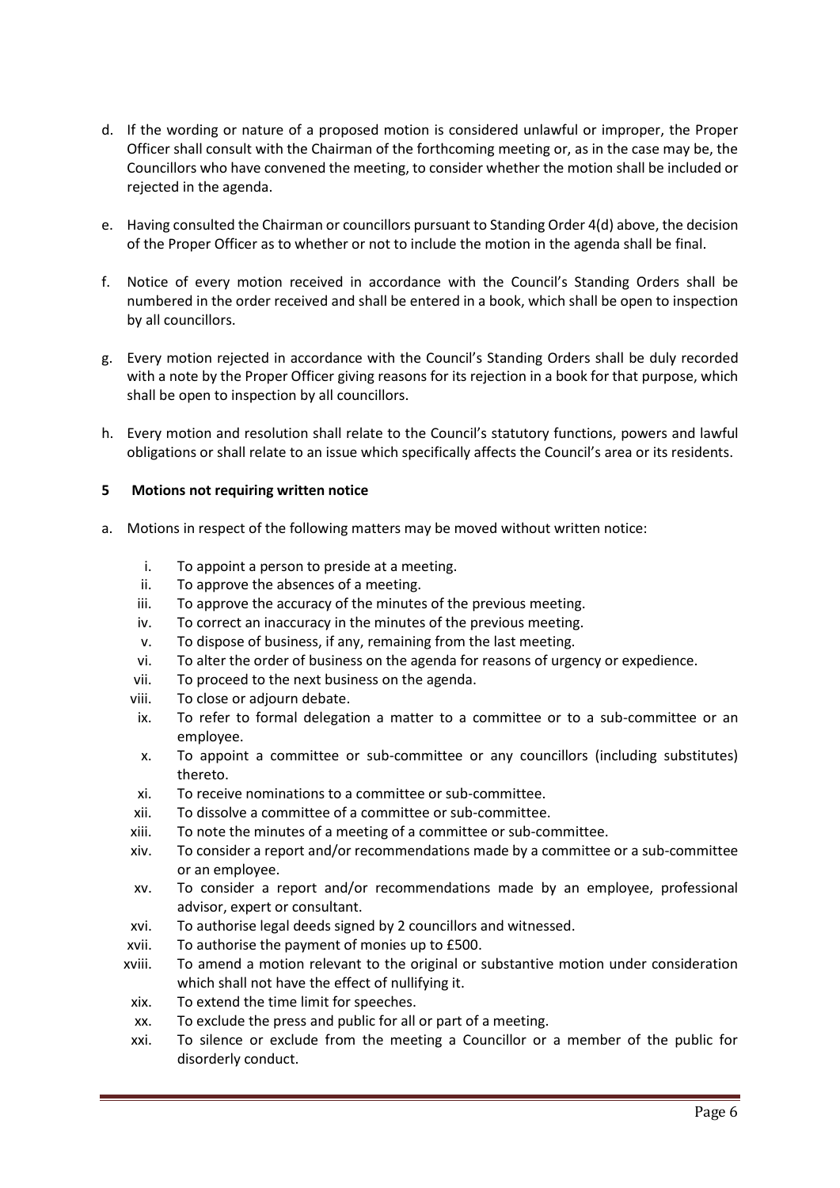d. If the wording or nature of a proposed motion is considered unlawful or improper, the Proper Officer shall consult with the Chairman of the forthcoming meeting or, as in the case may be, the Councillors who have convened the meeting, to consider whether the motion shall be included or rejected in the agenda.

e. Having consulted the Chairman or councillors pursuant to Standing Order 4(d) above, the decision of the Proper Officer as to whether or not to include the motion in the agenda shall be final.

f. Notice of every motion received in accordance with the Council's Standing Orders shall be numbered in the order received and shall be entered in a book, which shall be open to inspection by all councillors.

g. Every motion rejected in accordance with the Council's Standing Orders shall be duly recorded with a note by the Proper Officer giving reasons for its rejection in a book for that purpose, which shall be open to inspection by all councillors.

h. Every motion and resolution shall relate to the Council's statutory functions, powers and lawful obligations or shall relate to an issue which specifically affects the Council's area or its residents.

**5 Motions not requiring written notice**

a. Motions in respect of the following matters may be moved without written notice:

   i. To appoint a person to preside at a meeting.
   ii. To approve the absences of a meeting.
   iii. To approve the accuracy of the minutes of the previous meeting.
   iv. To correct an inaccuracy in the minutes of the previous meeting.
   v. To dispose of business, if any, remaining from the last meeting.
   vi. To alter the order of business on the agenda for reasons of urgency or expedience.
   vii. To proceed to the next business on the agenda.
   viii. To close or adjourn debate.
   ix. To refer to formal delegation a matter to a committee or to a sub-committee or an employee.
   x. To appoint a committee or sub-committee or any councillors (including substitutes) thereto.
   xi. To receive nominations to a committee or sub-committee.
   xii. To dissolve a committee of a committee or sub-committee.
   xiii. To note the minutes of a meeting of a committee or sub-committee.
   xiv. To consider a report and/or recommendations made by a committee or a sub-committee or an employee.
   xv. To consider a report and/or recommendations made by an employee, professional advisor, expert or consultant.
   xvi. To authorise legal deeds signed by 2 councillors and witnessed.
   xvii. To authorise the payment of monies up to £500.
   xviii. To amend a motion relevant to the original or substantive motion under consideration which shall not have the effect of nullifying it.
   xix. To extend the time limit for speeches.
   xx. To exclude the press and public for all or part of a meeting.
   xxi. To silence or exclude from the meeting a Councillor or a member of the public for disorderly conduct.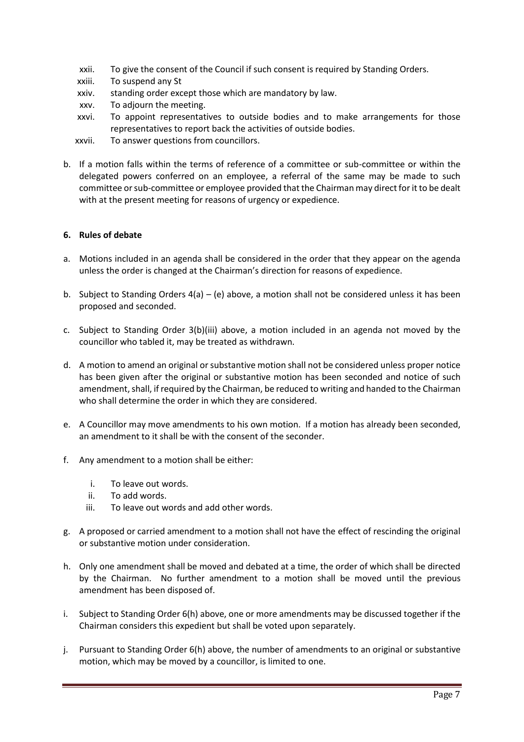xxii. To give the consent of the Council if such consent is required by Standing Orders.
xxiii. To suspend any St
xxiv. standing order except those which are mandatory by law.
xxv. To adjourn the meeting.
xxvi. To appoint representatives to outside bodies and to make arrangements for those representatives to report back the activities of outside bodies.
xxvii. To answer questions from councillors.

b. If a motion falls within the terms of reference of a committee or sub-committee or within the delegated powers conferred on an employee, a referral of the same may be made to such committee or sub-committee or employee provided that the Chairman may direct for it to be dealt with at the present meeting for reasons of urgency or expedience.

**6. Rules of debate**

a. Motions included in an agenda shall be considered in the order that they appear on the agenda unless the order is changed at the Chairman's direction for reasons of expedience.

b. Subject to Standing Orders 4(a) – (e) above, a motion shall not be considered unless it has been proposed and seconded.

c. Subject to Standing Order 3(b)(iii) above, a motion included in an agenda not moved by the councillor who tabled it, may be treated as withdrawn.

d. A motion to amend an original or substantive motion shall not be considered unless proper notice has been given after the original or substantive motion has been seconded and notice of such amendment, shall, if required by the Chairman, be reduced to writing and handed to the Chairman who shall determine the order in which they are considered.

e. A Councillor may move amendments to his own motion. If a motion has already been seconded, an amendment to it shall be with the consent of the seconder.

f. Any amendment to a motion shall be either:

   i. To leave out words.
   ii. To add words.
   iii. To leave out words and add other words.

g. A proposed or carried amendment to a motion shall not have the effect of rescinding the original or substantive motion under consideration.

h. Only one amendment shall be moved and debated at a time, the order of which shall be directed by the Chairman. No further amendment to a motion shall be moved until the previous amendment has been disposed of.

i. Subject to Standing Order 6(h) above, one or more amendments may be discussed together if the Chairman considers this expedient but shall be voted upon separately.

j. Pursuant to Standing Order 6(h) above, the number of amendments to an original or substantive motion, which may be moved by a councillor, is limited to one.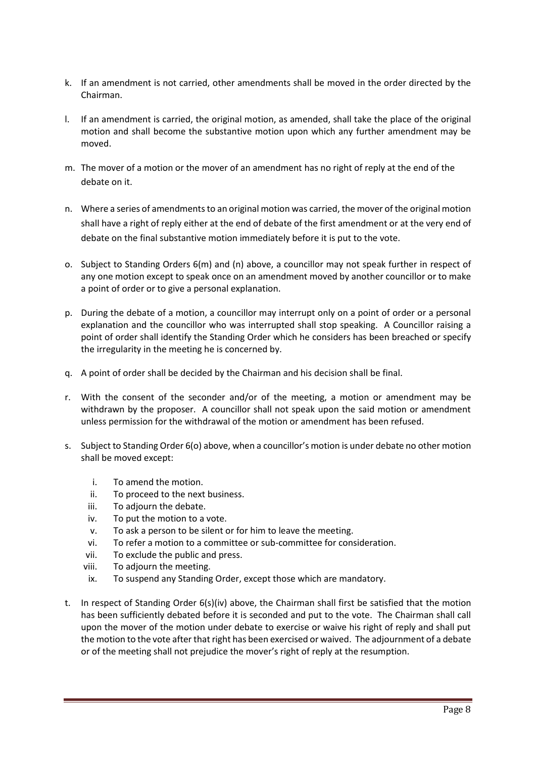k. If an amendment is not carried, other amendments shall be moved in the order directed by the Chairman.

l. If an amendment is carried, the original motion, as amended, shall take the place of the original motion and shall become the substantive motion upon which any further amendment may be moved.

m. The mover of a motion or the mover of an amendment has no right of reply at the end of the debate on it.

n. Where a series of amendments to an original motion was carried, the mover of the original motion shall have a right of reply either at the end of debate of the first amendment or at the very end of debate on the final substantive motion immediately before it is put to the vote.

o. Subject to Standing Orders 6(m) and (n) above, a councillor may not speak further in respect of any one motion except to speak once on an amendment moved by another councillor or to make a point of order or to give a personal explanation.

p. During the debate of a motion, a councillor may interrupt only on a point of order or a personal explanation and the councillor who was interrupted shall stop speaking. A Councillor raising a point of order shall identify the Standing Order which he considers has been breached or specify the irregularity in the meeting he is concerned by.

q. A point of order shall be decided by the Chairman and his decision shall be final.

r. With the consent of the seconder and/or of the meeting, a motion or amendment may be withdrawn by the proposer. A councillor shall not speak upon the said motion or amendment unless permission for the withdrawal of the motion or amendment has been refused.

s. Subject to Standing Order 6(o) above, when a councillor's motion is under debate no other motion shall be moved except:

    i. To amend the motion.
    ii. To proceed to the next business.
    iii. To adjourn the debate.
    iv. To put the motion to a vote.
    v. To ask a person to be silent or for him to leave the meeting.
    vi. To refer a motion to a committee or sub-committee for consideration.
    vii. To exclude the public and press.
    viii. To adjourn the meeting.
    ix. To suspend any Standing Order, except those which are mandatory.

t. In respect of Standing Order 6(s)(iv) above, the Chairman shall first be satisfied that the motion has been sufficiently debated before it is seconded and put to the vote. The Chairman shall call upon the mover of the motion under debate to exercise or waive his right of reply and shall put the motion to the vote after that right has been exercised or waived. The adjournment of a debate or of the meeting shall not prejudice the mover's right of reply at the resumption.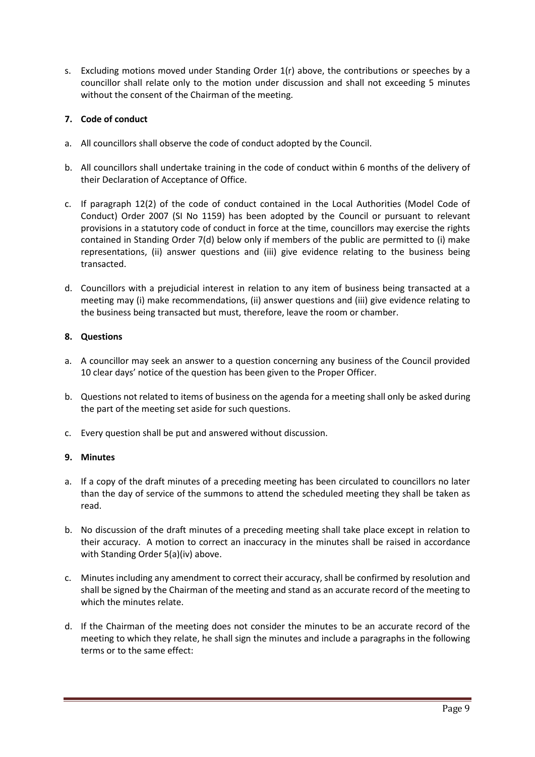s. Excluding motions moved under Standing Order 1(r) above, the contributions or speeches by a councillor shall relate only to the motion under discussion and shall not exceeding 5 minutes without the consent of the Chairman of the meeting.

## 7. Code of conduct

a. All councillors shall observe the code of conduct adopted by the Council.

b. All councillors shall undertake training in the code of conduct within 6 months of the delivery of their Declaration of Acceptance of Office.

c. If paragraph 12(2) of the code of conduct contained in the Local Authorities (Model Code of Conduct) Order 2007 (SI No 1159) has been adopted by the Council or pursuant to relevant provisions in a statutory code of conduct in force at the time, councillors may exercise the rights contained in Standing Order 7(d) below only if members of the public are permitted to (i) make representations, (ii) answer questions and (iii) give evidence relating to the business being transacted.

d. Councillors with a prejudicial interest in relation to any item of business being transacted at a meeting may (i) make recommendations, (ii) answer questions and (iii) give evidence relating to the business being transacted but must, therefore, leave the room or chamber.

## 8. Questions

a. A councillor may seek an answer to a question concerning any business of the Council provided 10 clear days' notice of the question has been given to the Proper Officer.

b. Questions not related to items of business on the agenda for a meeting shall only be asked during the part of the meeting set aside for such questions.

c. Every question shall be put and answered without discussion.

## 9. Minutes

a. If a copy of the draft minutes of a preceding meeting has been circulated to councillors no later than the day of service of the summons to attend the scheduled meeting they shall be taken as read.

b. No discussion of the draft minutes of a preceding meeting shall take place except in relation to their accuracy. A motion to correct an inaccuracy in the minutes shall be raised in accordance with Standing Order 5(a)(iv) above.

c. Minutes including any amendment to correct their accuracy, shall be confirmed by resolution and shall be signed by the Chairman of the meeting and stand as an accurate record of the meeting to which the minutes relate.

d. If the Chairman of the meeting does not consider the minutes to be an accurate record of the meeting to which they relate, he shall sign the minutes and include a paragraphs in the following terms or to the same effect: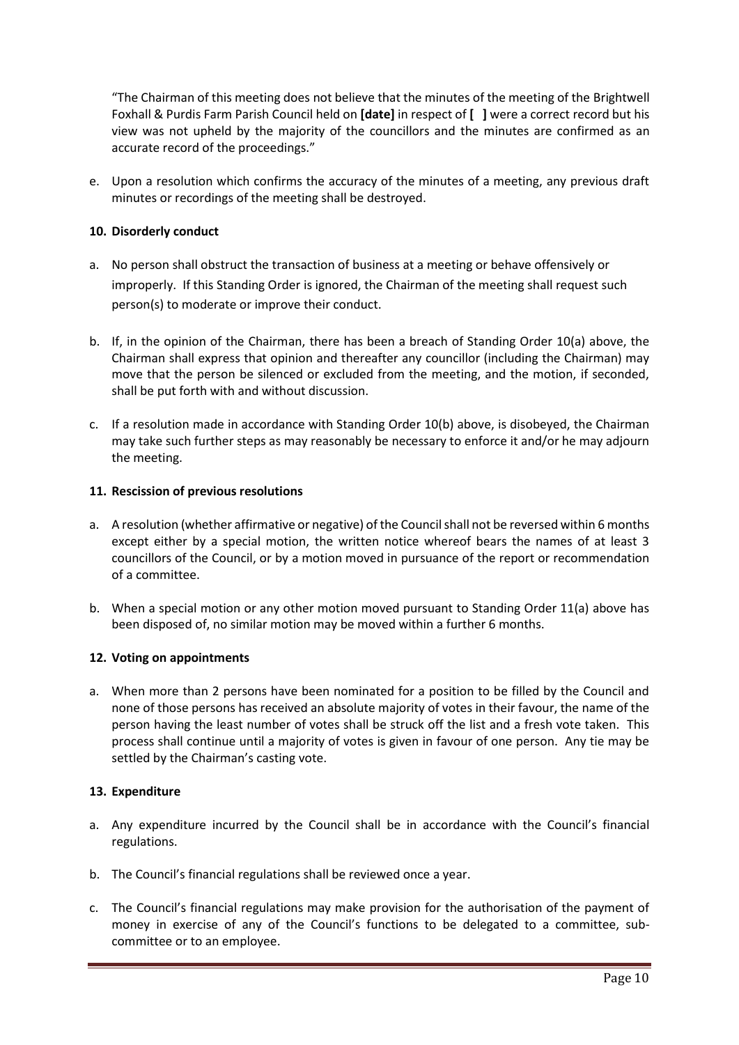"The Chairman of this meeting does not believe that the minutes of the meeting of the Brightwell Foxhall & Purdis Farm Parish Council held on **[date]** in respect of **[ ]** were a correct record but his view was not upheld by the majority of the councillors and the minutes are confirmed as an accurate record of the proceedings."

e. Upon a resolution which confirms the accuracy of the minutes of a meeting, any previous draft minutes or recordings of the meeting shall be destroyed.

**10. Disorderly conduct**

a. No person shall obstruct the transaction of business at a meeting or behave offensively or improperly. If this Standing Order is ignored, the Chairman of the meeting shall request such person(s) to moderate or improve their conduct.

b. If, in the opinion of the Chairman, there has been a breach of Standing Order 10(a) above, the Chairman shall express that opinion and thereafter any councillor (including the Chairman) may move that the person be silenced or excluded from the meeting, and the motion, if seconded, shall be put forth with and without discussion.

c. If a resolution made in accordance with Standing Order 10(b) above, is disobeyed, the Chairman may take such further steps as may reasonably be necessary to enforce it and/or he may adjourn the meeting.

**11. Rescission of previous resolutions**

a. A resolution (whether affirmative or negative) of the Council shall not be reversed within 6 months except either by a special motion, the written notice whereof bears the names of at least 3 councillors of the Council, or by a motion moved in pursuance of the report or recommendation of a committee.

b. When a special motion or any other motion moved pursuant to Standing Order 11(a) above has been disposed of, no similar motion may be moved within a further 6 months.

**12. Voting on appointments**

a. When more than 2 persons have been nominated for a position to be filled by the Council and none of those persons has received an absolute majority of votes in their favour, the name of the person having the least number of votes shall be struck off the list and a fresh vote taken. This process shall continue until a majority of votes is given in favour of one person. Any tie may be settled by the Chairman's casting vote.

**13. Expenditure**

a. Any expenditure incurred by the Council shall be in accordance with the Council's financial regulations.

b. The Council's financial regulations shall be reviewed once a year.

c. The Council's financial regulations may make provision for the authorisation of the payment of money in exercise of any of the Council's functions to be delegated to a committee, sub-committee or to an employee.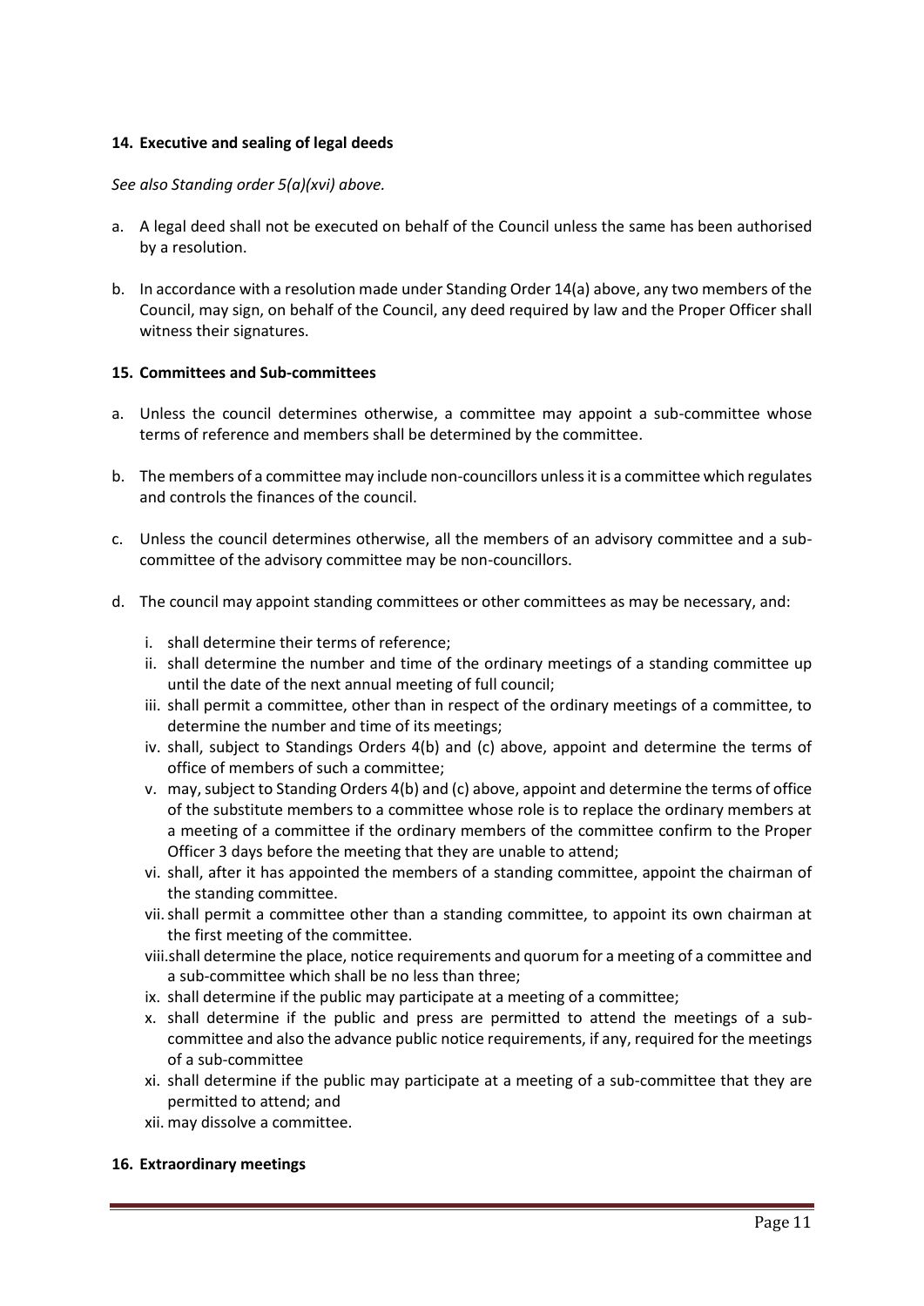## 14. Executive and sealing of legal deeds

*See also Standing order 5(a)(xvi) above.*

a. A legal deed shall not be executed on behalf of the Council unless the same has been authorised by a resolution.

b. In accordance with a resolution made under Standing Order 14(a) above, any two members of the Council, may sign, on behalf of the Council, any deed required by law and the Proper Officer shall witness their signatures.

## 15. Committees and Sub-committees

a. Unless the council determines otherwise, a committee may appoint a sub-committee whose terms of reference and members shall be determined by the committee.

b. The members of a committee may include non-councillors unless it is a committee which regulates and controls the finances of the council.

c. Unless the council determines otherwise, all the members of an advisory committee and a sub-committee of the advisory committee may be non-councillors.

d. The council may appoint standing committees or other committees as may be necessary, and:

   i. shall determine their terms of reference;
   ii. shall determine the number and time of the ordinary meetings of a standing committee up until the date of the next annual meeting of full council;
   iii. shall permit a committee, other than in respect of the ordinary meetings of a committee, to determine the number and time of its meetings;
   iv. shall, subject to Standings Orders 4(b) and (c) above, appoint and determine the terms of office of members of such a committee;
   v. may, subject to Standing Orders 4(b) and (c) above, appoint and determine the terms of office of the substitute members to a committee whose role is to replace the ordinary members at a meeting of a committee if the ordinary members of the committee confirm to the Proper Officer 3 days before the meeting that they are unable to attend;
   vi. shall, after it has appointed the members of a standing committee, appoint the chairman of the standing committee.
   vii. shall permit a committee other than a standing committee, to appoint its own chairman at the first meeting of the committee.
   viii. shall determine the place, notice requirements and quorum for a meeting of a committee and a sub-committee which shall be no less than three;
   ix. shall determine if the public may participate at a meeting of a committee;
   x. shall determine if the public and press are permitted to attend the meetings of a sub-committee and also the advance public notice requirements, if any, required for the meetings of a sub-committee
   xi. shall determine if the public may participate at a meeting of a sub-committee that they are permitted to attend; and
   xii. may dissolve a committee.

## 16. Extraordinary meetings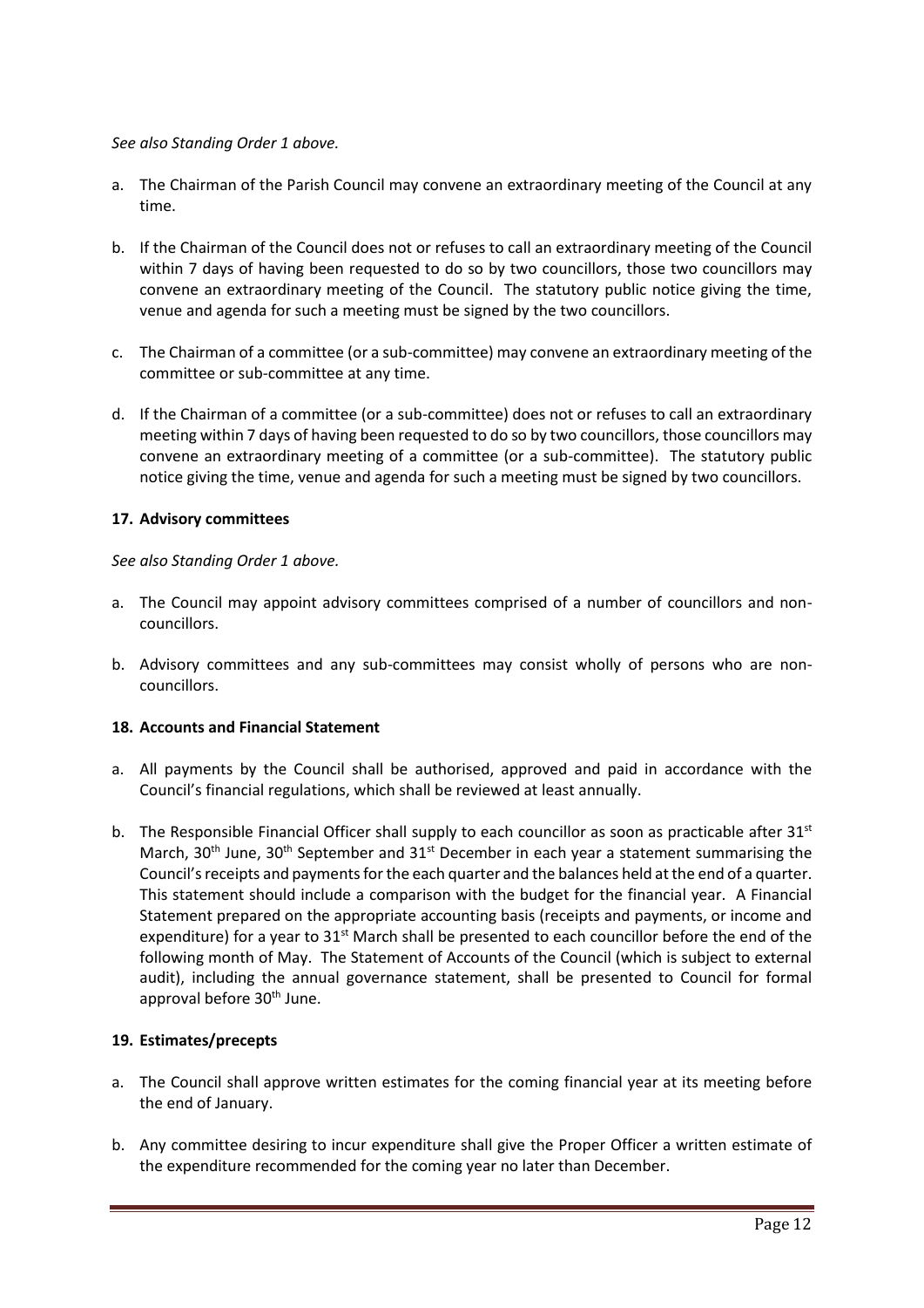*See also Standing Order 1 above.*

a. The Chairman of the Parish Council may convene an extraordinary meeting of the Council at any time.

b. If the Chairman of the Council does not or refuses to call an extraordinary meeting of the Council within 7 days of having been requested to do so by two councillors, those two councillors may convene an extraordinary meeting of the Council. The statutory public notice giving the time, venue and agenda for such a meeting must be signed by the two councillors.

c. The Chairman of a committee (or a sub-committee) may convene an extraordinary meeting of the committee or sub-committee at any time.

d. If the Chairman of a committee (or a sub-committee) does not or refuses to call an extraordinary meeting within 7 days of having been requested to do so by two councillors, those councillors may convene an extraordinary meeting of a committee (or a sub-committee). The statutory public notice giving the time, venue and agenda for such a meeting must be signed by two councillors.

### 17. Advisory committees

*See also Standing Order 1 above.*

a. The Council may appoint advisory committees comprised of a number of councillors and non-councillors.

b. Advisory committees and any sub-committees may consist wholly of persons who are non-councillors.

### 18. Accounts and Financial Statement

a. All payments by the Council shall be authorised, approved and paid in accordance with the Council's financial regulations, which shall be reviewed at least annually.

b. The Responsible Financial Officer shall supply to each councillor as soon as practicable after 31st March, 30th June, 30th September and 31st December in each year a statement summarising the Council's receipts and payments for the each quarter and the balances held at the end of a quarter. This statement should include a comparison with the budget for the financial year. A Financial Statement prepared on the appropriate accounting basis (receipts and payments, or income and expenditure) for a year to 31st March shall be presented to each councillor before the end of the following month of May. The Statement of Accounts of the Council (which is subject to external audit), including the annual governance statement, shall be presented to Council for formal approval before 30th June.

### 19. Estimates/precepts

a. The Council shall approve written estimates for the coming financial year at its meeting before the end of January.

b. Any committee desiring to incur expenditure shall give the Proper Officer a written estimate of the expenditure recommended for the coming year no later than December.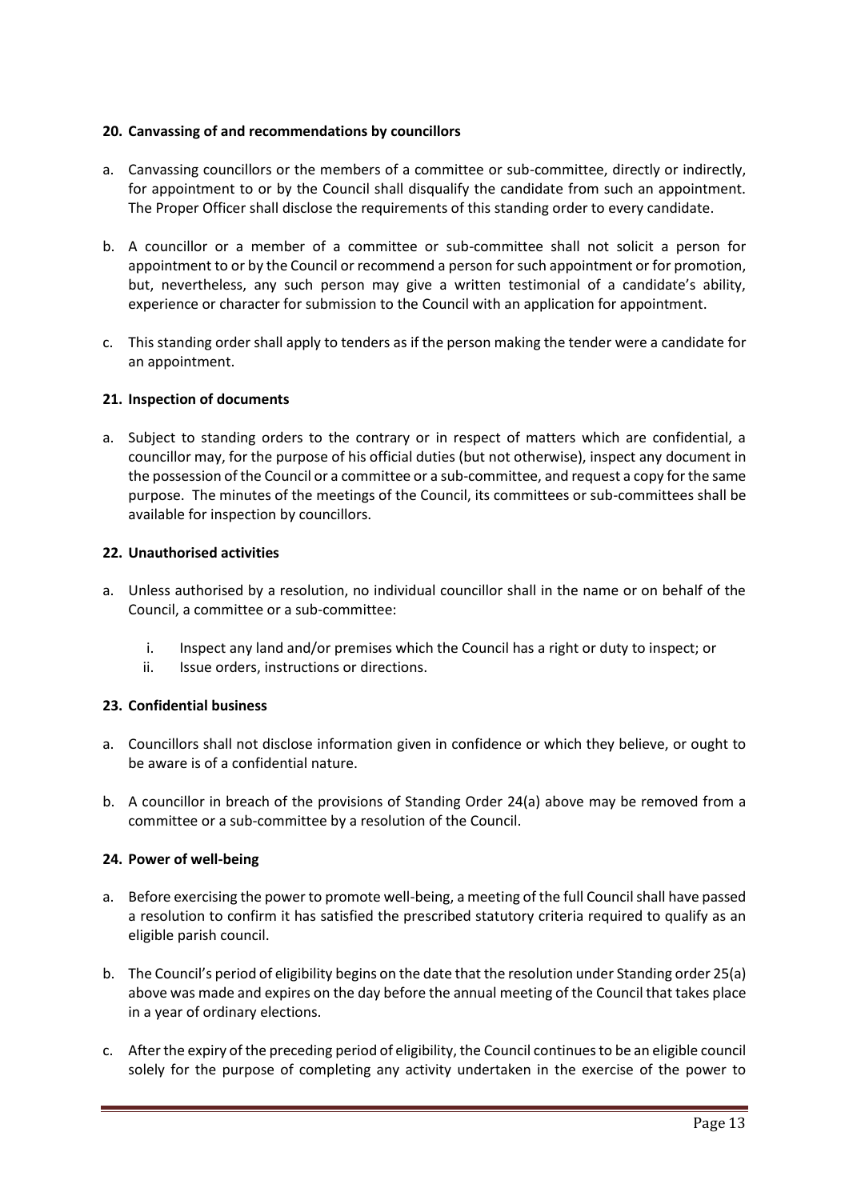#### 20. Canvassing of and recommendations by councillors

a. Canvassing councillors or the members of a committee or sub-committee, directly or indirectly, for appointment to or by the Council shall disqualify the candidate from such an appointment. The Proper Officer shall disclose the requirements of this standing order to every candidate.

b. A councillor or a member of a committee or sub-committee shall not solicit a person for appointment to or by the Council or recommend a person for such appointment or for promotion, but, nevertheless, any such person may give a written testimonial of a candidate's ability, experience or character for submission to the Council with an application for appointment.

c. This standing order shall apply to tenders as if the person making the tender were a candidate for an appointment.

#### 21. Inspection of documents

a. Subject to standing orders to the contrary or in respect of matters which are confidential, a councillor may, for the purpose of his official duties (but not otherwise), inspect any document in the possession of the Council or a committee or a sub-committee, and request a copy for the same purpose. The minutes of the meetings of the Council, its committees or sub-committees shall be available for inspection by councillors.

#### 22. Unauthorised activities

a. Unless authorised by a resolution, no individual councillor shall in the name or on behalf of the Council, a committee or a sub-committee:

   i. Inspect any land and/or premises which the Council has a right or duty to inspect; or
   ii. Issue orders, instructions or directions.

#### 23. Confidential business

a. Councillors shall not disclose information given in confidence or which they believe, or ought to be aware is of a confidential nature.

b. A councillor in breach of the provisions of Standing Order 24(a) above may be removed from a committee or a sub-committee by a resolution of the Council.

#### 24. Power of well-being

a. Before exercising the power to promote well-being, a meeting of the full Council shall have passed a resolution to confirm it has satisfied the prescribed statutory criteria required to qualify as an eligible parish council.

b. The Council's period of eligibility begins on the date that the resolution under Standing order 25(a) above was made and expires on the day before the annual meeting of the Council that takes place in a year of ordinary elections.

c. After the expiry of the preceding period of eligibility, the Council continues to be an eligible council solely for the purpose of completing any activity undertaken in the exercise of the power to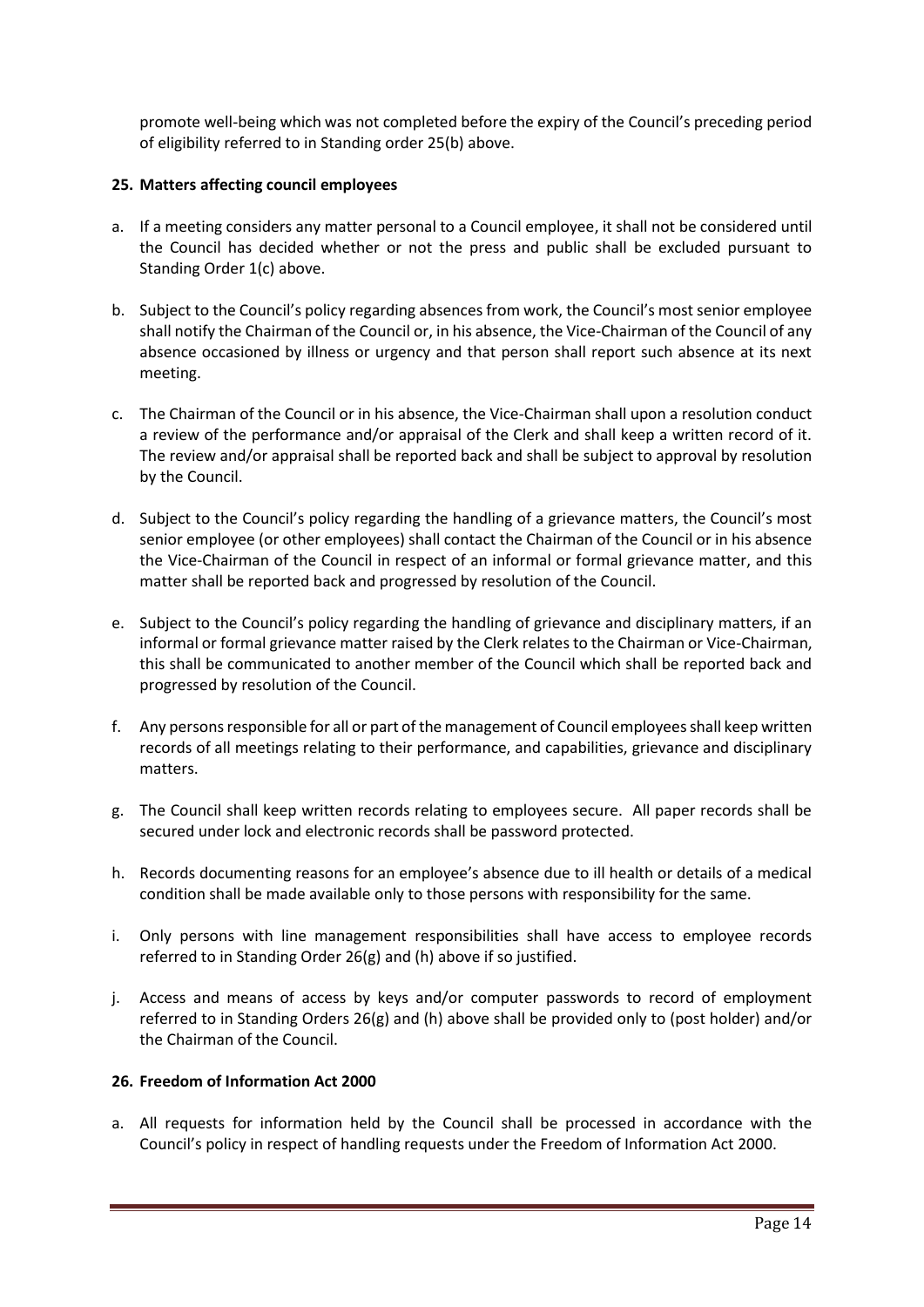promote well-being which was not completed before the expiry of the Council's preceding period of eligibility referred to in Standing order 25(b) above.

### 25. Matters affecting council employees

a. If a meeting considers any matter personal to a Council employee, it shall not be considered until the Council has decided whether or not the press and public shall be excluded pursuant to Standing Order 1(c) above.

b. Subject to the Council's policy regarding absences from work, the Council's most senior employee shall notify the Chairman of the Council or, in his absence, the Vice-Chairman of the Council of any absence occasioned by illness or urgency and that person shall report such absence at its next meeting.

c. The Chairman of the Council or in his absence, the Vice-Chairman shall upon a resolution conduct a review of the performance and/or appraisal of the Clerk and shall keep a written record of it. The review and/or appraisal shall be reported back and shall be subject to approval by resolution by the Council.

d. Subject to the Council's policy regarding the handling of a grievance matters, the Council's most senior employee (or other employees) shall contact the Chairman of the Council or in his absence the Vice-Chairman of the Council in respect of an informal or formal grievance matter, and this matter shall be reported back and progressed by resolution of the Council.

e. Subject to the Council's policy regarding the handling of grievance and disciplinary matters, if an informal or formal grievance matter raised by the Clerk relates to the Chairman or Vice-Chairman, this shall be communicated to another member of the Council which shall be reported back and progressed by resolution of the Council.

f. Any persons responsible for all or part of the management of Council employees shall keep written records of all meetings relating to their performance, and capabilities, grievance and disciplinary matters.

g. The Council shall keep written records relating to employees secure. All paper records shall be secured under lock and electronic records shall be password protected.

h. Records documenting reasons for an employee's absence due to ill health or details of a medical condition shall be made available only to those persons with responsibility for the same.

i. Only persons with line management responsibilities shall have access to employee records referred to in Standing Order 26(g) and (h) above if so justified.

j. Access and means of access by keys and/or computer passwords to record of employment referred to in Standing Orders 26(g) and (h) above shall be provided only to (post holder) and/or the Chairman of the Council.

### 26. Freedom of Information Act 2000

a. All requests for information held by the Council shall be processed in accordance with the Council's policy in respect of handling requests under the Freedom of Information Act 2000.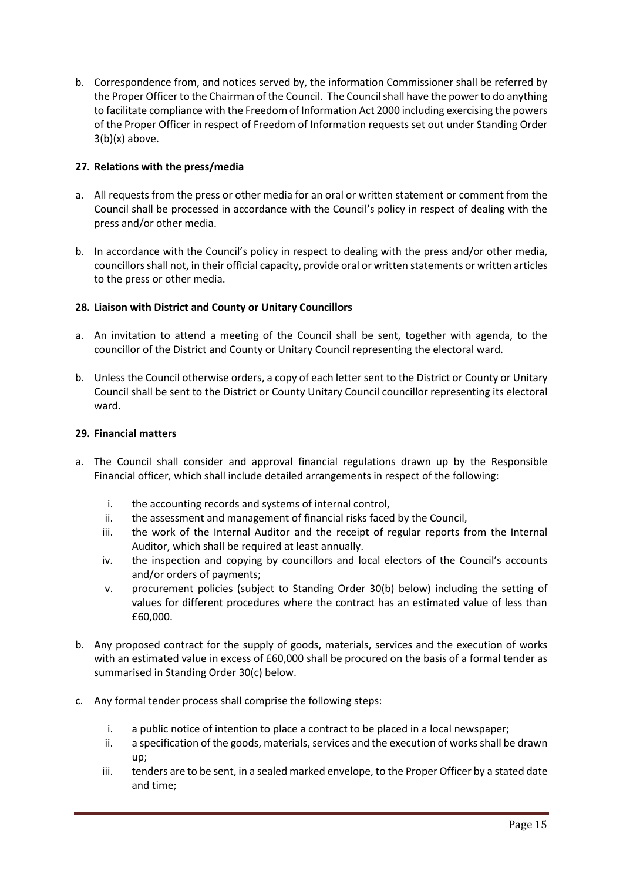b. Correspondence from, and notices served by, the information Commissioner shall be referred by the Proper Officer to the Chairman of the Council. The Council shall have the power to do anything to facilitate compliance with the Freedom of Information Act 2000 including exercising the powers of the Proper Officer in respect of Freedom of Information requests set out under Standing Order 3(b)(x) above.

## 27. Relations with the press/media

a. All requests from the press or other media for an oral or written statement or comment from the Council shall be processed in accordance with the Council's policy in respect of dealing with the press and/or other media.

b. In accordance with the Council's policy in respect to dealing with the press and/or other media, councillors shall not, in their official capacity, provide oral or written statements or written articles to the press or other media.

## 28. Liaison with District and County or Unitary Councillors

a. An invitation to attend a meeting of the Council shall be sent, together with agenda, to the councillor of the District and County or Unitary Council representing the electoral ward.

b. Unless the Council otherwise orders, a copy of each letter sent to the District or County or Unitary Council shall be sent to the District or County Unitary Council councillor representing its electoral ward.

## 29. Financial matters

a. The Council shall consider and approval financial regulations drawn up by the Responsible Financial officer, which shall include detailed arrangements in respect of the following:

   i. the accounting records and systems of internal control,
   ii. the assessment and management of financial risks faced by the Council,
   iii. the work of the Internal Auditor and the receipt of regular reports from the Internal Auditor, which shall be required at least annually.
   iv. the inspection and copying by councillors and local electors of the Council's accounts and/or orders of payments;
   v. procurement policies (subject to Standing Order 30(b) below) including the setting of values for different procedures where the contract has an estimated value of less than £60,000.

b. Any proposed contract for the supply of goods, materials, services and the execution of works with an estimated value in excess of £60,000 shall be procured on the basis of a formal tender as summarised in Standing Order 30(c) below.

c. Any formal tender process shall comprise the following steps:

   i. a public notice of intention to place a contract to be placed in a local newspaper;
   ii. a specification of the goods, materials, services and the execution of works shall be drawn up;
   iii. tenders are to be sent, in a sealed marked envelope, to the Proper Officer by a stated date and time;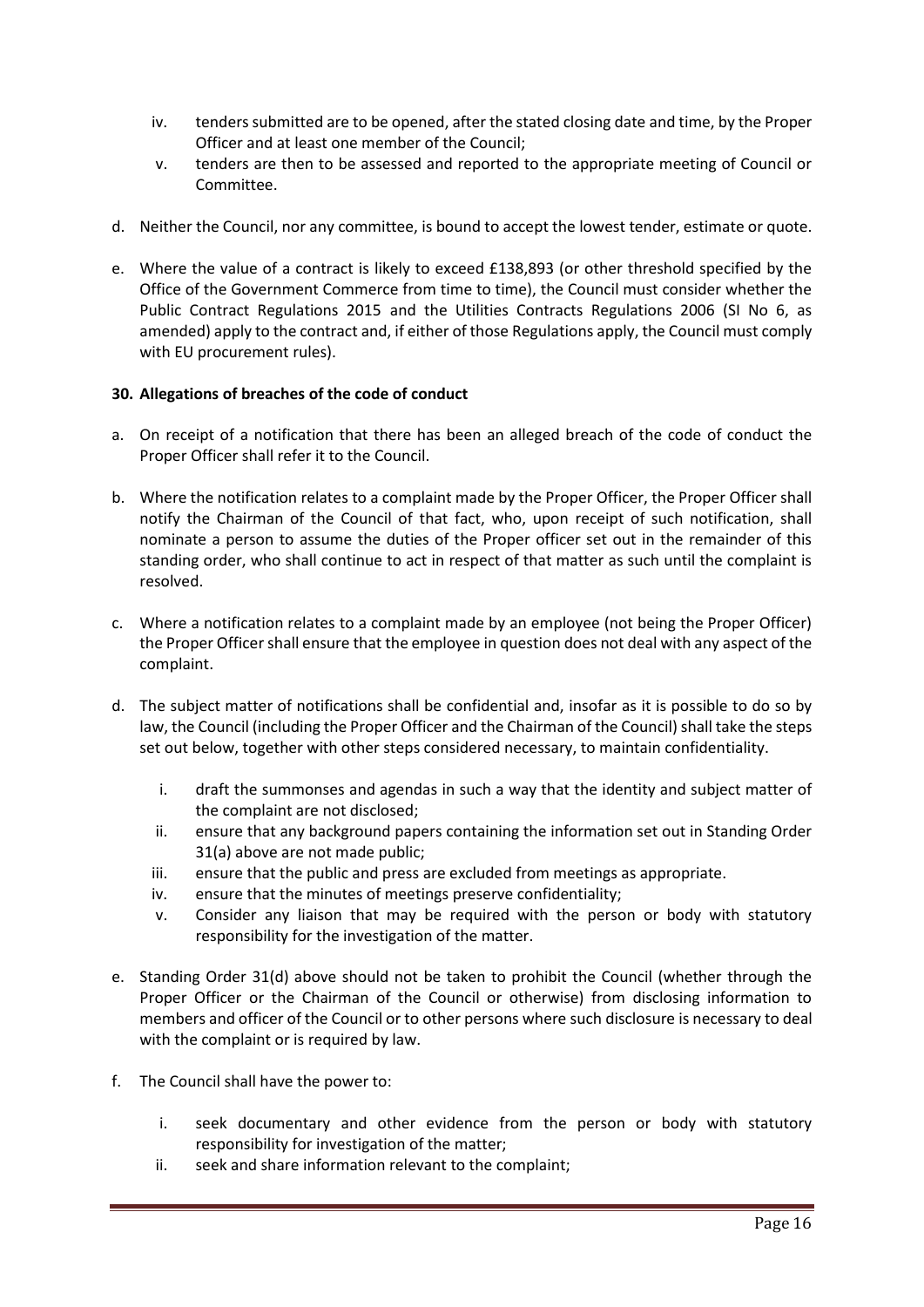iv. tenders submitted are to be opened, after the stated closing date and time, by the Proper Officer and at least one member of the Council;
v. tenders are then to be assessed and reported to the appropriate meeting of Council or Committee.

d. Neither the Council, nor any committee, is bound to accept the lowest tender, estimate or quote.

e. Where the value of a contract is likely to exceed £138,893 (or other threshold specified by the Office of the Government Commerce from time to time), the Council must consider whether the Public Contract Regulations 2015 and the Utilities Contracts Regulations 2006 (SI No 6, as amended) apply to the contract and, if either of those Regulations apply, the Council must comply with EU procurement rules).

**30. Allegations of breaches of the code of conduct**

a. On receipt of a notification that there has been an alleged breach of the code of conduct the Proper Officer shall refer it to the Council.

b. Where the notification relates to a complaint made by the Proper Officer, the Proper Officer shall notify the Chairman of the Council of that fact, who, upon receipt of such notification, shall nominate a person to assume the duties of the Proper officer set out in the remainder of this standing order, who shall continue to act in respect of that matter as such until the complaint is resolved.

c. Where a notification relates to a complaint made by an employee (not being the Proper Officer) the Proper Officer shall ensure that the employee in question does not deal with any aspect of the complaint.

d. The subject matter of notifications shall be confidential and, insofar as it is possible to do so by law, the Council (including the Proper Officer and the Chairman of the Council) shall take the steps set out below, together with other steps considered necessary, to maintain confidentiality.

   i. draft the summonses and agendas in such a way that the identity and subject matter of the complaint are not disclosed;
   ii. ensure that any background papers containing the information set out in Standing Order 31(a) above are not made public;
   iii. ensure that the public and press are excluded from meetings as appropriate.
   iv. ensure that the minutes of meetings preserve confidentiality;
   v. Consider any liaison that may be required with the person or body with statutory responsibility for the investigation of the matter.

e. Standing Order 31(d) above should not be taken to prohibit the Council (whether through the Proper Officer or the Chairman of the Council or otherwise) from disclosing information to members and officer of the Council or to other persons where such disclosure is necessary to deal with the complaint or is required by law.

f. The Council shall have the power to:

   i. seek documentary and other evidence from the person or body with statutory responsibility for investigation of the matter;
   ii. seek and share information relevant to the complaint;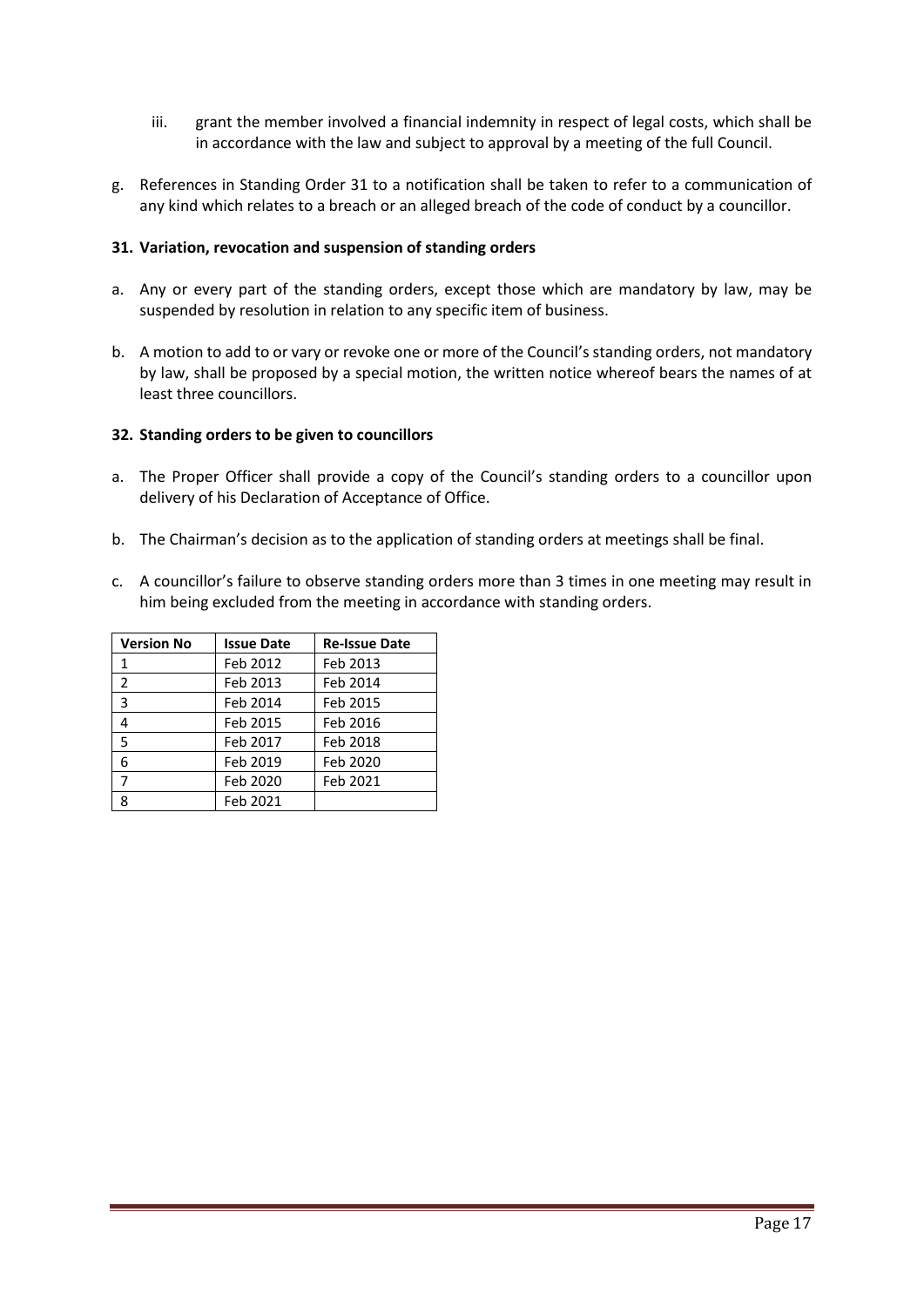iii. grant the member involved a financial indemnity in respect of legal costs, which shall be in accordance with the law and subject to approval by a meeting of the full Council.

g. References in Standing Order 31 to a notification shall be taken to refer to a communication of any kind which relates to a breach or an alleged breach of the code of conduct by a councillor.

**31. Variation, revocation and suspension of standing orders**

a. Any or every part of the standing orders, except those which are mandatory by law, may be suspended by resolution in relation to any specific item of business.

b. A motion to add to or vary or revoke one or more of the Council's standing orders, not mandatory by law, shall be proposed by a special motion, the written notice whereof bears the names of at least three councillors.

**32. Standing orders to be given to councillors**

a. The Proper Officer shall provide a copy of the Council's standing orders to a councillor upon delivery of his Declaration of Acceptance of Office.

b. The Chairman's decision as to the application of standing orders at meetings shall be final.

c. A councillor's failure to observe standing orders more than 3 times in one meeting may result in him being excluded from the meeting in accordance with standing orders.

| Version No | Issue Date | Re-Issue Date |
| --- | --- | --- |
| 1 | Feb 2012 | Feb 2013 |
| 2 | Feb 2013 | Feb 2014 |
| 3 | Feb 2014 | Feb 2015 |
| 4 | Feb 2015 | Feb 2016 |
| 5 | Feb 2017 | Feb 2018 |
| 6 | Feb 2019 | Feb 2020 |
| 7 | Feb 2020 | Feb 2021 |
| 8 | Feb 2021 | |